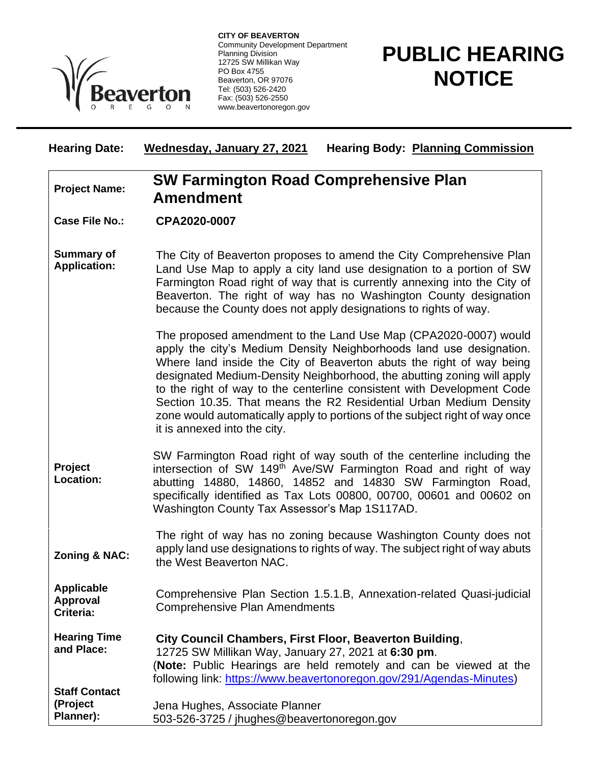**CITY OF BEAVERTON**
Community Development Department
Planning Division
12725 SW Millikan Way
PO Box 4755
Beaverton, OR 97076
Tel: (503) 526-2420
Fax: (503) 526-2550
www.beavertonoregon.gov

# PUBLIC HEARING NOTICE

**Hearing Date:** **Wednesday, January 27, 2021** **Hearing Body:** **Planning Commission**

| | |
|---|---|
| **Project Name:** | **SW Farmington Road Comprehensive Plan Amendment** |
| **Case File No.:** | **CPA2020-0007** |
| **Summary of Application:** | The City of Beaverton proposes to amend the City Comprehensive Plan Land Use Map to apply a city land use designation to a portion of SW Farmington Road right of way that is currently annexing into the City of Beaverton. The right of way has no Washington County designation because the County does not apply designations to rights of way.<br><br>The proposed amendment to the Land Use Map (CPA2020-0007) would apply the city's Medium Density Neighborhoods land use designation. Where land inside the City of Beaverton abuts the right of way being designated Medium-Density Neighborhood, the abutting zoning will apply to the right of way to the centerline consistent with Development Code Section 10.35. That means the R2 Residential Urban Medium Density zone would automatically apply to portions of the subject right of way once it is annexed into the city. |
| **Project Location:** | SW Farmington Road right of way south of the centerline including the intersection of SW 149th Ave/SW Farmington Road and right of way abutting 14880, 14860, 14852 and 14830 SW Farmington Road, specifically identified as Tax Lots 00800, 00700, 00601 and 00602 on Washington County Tax Assessor's Map 1S117AD. |
| **Zoning & NAC:** | The right of way has no zoning because Washington County does not apply land use designations to rights of way. The subject right of way abuts the West Beaverton NAC. |
| **Applicable Approval Criteria:** | Comprehensive Plan Section 1.5.1.B, Annexation-related Quasi-judicial Comprehensive Plan Amendments |
| **Hearing Time and Place:** | **City Council Chambers, First Floor, Beaverton Building**, 12725 SW Millikan Way, January 27, 2021 at **6:30 pm**.<br>(**Note:** Public Hearings are held remotely and can be viewed at the following link: https://www.beavertonoregon.gov/291/Agendas-Minutes) |
| **Staff Contact (Project Planner):** | Jena Hughes, Associate Planner<br>503-526-3725 / jhughes@beavertonoregon.gov |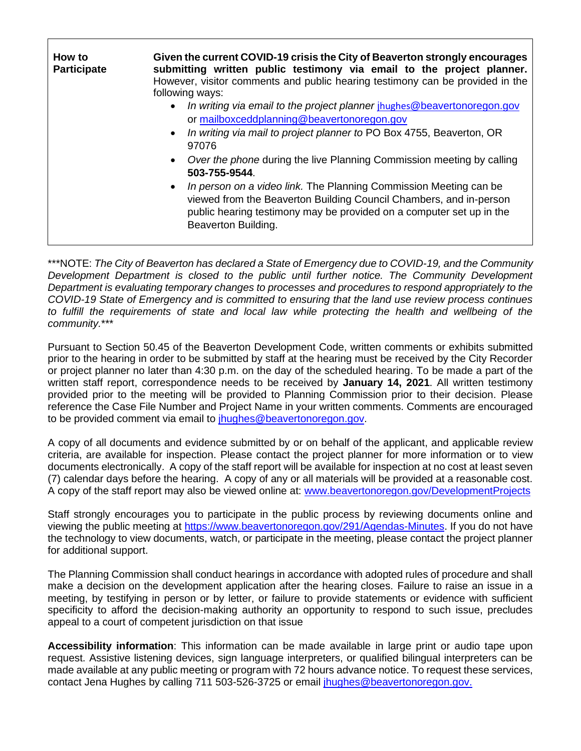| **How to Participate** | **Given the current COVID-19 crisis the City of Beaverton strongly encourages submitting written public testimony via email to the project planner.** However, visitor comments and public hearing testimony can be provided in the following ways:<br>• *In writing via email to the project planner* jhughes@beavertonoregon.gov or mailboxceddplanning@beavertonoregon.gov<br>• *In writing via mail to project planner to* PO Box 4755, Beaverton, OR 97076<br>• *Over the phone* during the live Planning Commission meeting by calling **503-755-9544**.<br>• *In person on a video link.* The Planning Commission Meeting can be viewed from the Beaverton Building Council Chambers, and in-person public hearing testimony may be provided on a computer set up in the Beaverton Building. |
|---|---|

***NOTE: *The City of Beaverton has declared a State of Emergency due to COVID-19, and the Community Development Department is closed to the public until further notice. The Community Development Department is evaluating temporary changes to processes and procedures to respond appropriately to the COVID-19 State of Emergency and is committed to ensuring that the land use review process continues to fulfill the requirements of state and local law while protecting the health and wellbeing of the community.****

Pursuant to Section 50.45 of the Beaverton Development Code, written comments or exhibits submitted prior to the hearing in order to be submitted by staff at the hearing must be received by the City Recorder or project planner no later than 4:30 p.m. on the day of the scheduled hearing. To be made a part of the written staff report, correspondence needs to be received by **January 14, 2021**. All written testimony provided prior to the meeting will be provided to Planning Commission prior to their decision. Please reference the Case File Number and Project Name in your written comments. Comments are encouraged to be provided comment via email to jhughes@beavertonoregon.gov.

A copy of all documents and evidence submitted by or on behalf of the applicant, and applicable review criteria, are available for inspection. Please contact the project planner for more information or to view documents electronically. A copy of the staff report will be available for inspection at no cost at least seven (7) calendar days before the hearing. A copy of any or all materials will be provided at a reasonable cost. A copy of the staff report may also be viewed online at: www.beavertonoregon.gov/DevelopmentProjects

Staff strongly encourages you to participate in the public process by reviewing documents online and viewing the public meeting at https://www.beavertonoregon.gov/291/Agendas-Minutes. If you do not have the technology to view documents, watch, or participate in the meeting, please contact the project planner for additional support.

The Planning Commission shall conduct hearings in accordance with adopted rules of procedure and shall make a decision on the development application after the hearing closes. Failure to raise an issue in a meeting, by testifying in person or by letter, or failure to provide statements or evidence with sufficient specificity to afford the decision-making authority an opportunity to respond to such issue, precludes appeal to a court of competent jurisdiction on that issue

**Accessibility information**: This information can be made available in large print or audio tape upon request. Assistive listening devices, sign language interpreters, or qualified bilingual interpreters can be made available at any public meeting or program with 72 hours advance notice. To request these services, contact Jena Hughes by calling 711 503-526-3725 or email jhughes@beavertonoregon.gov.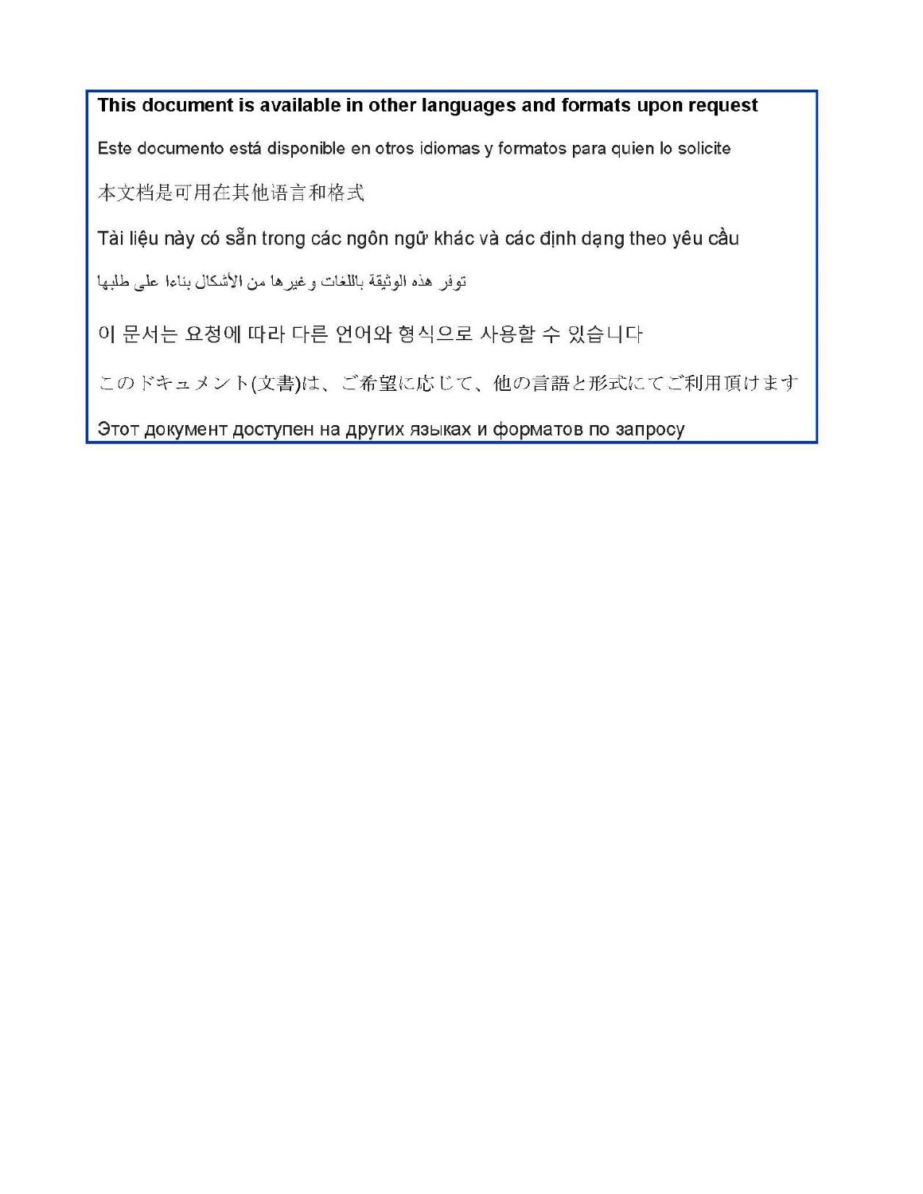**This document is available in other languages and formats upon request**

Este documento está disponible en otros idiomas y formatos para quien lo solicite

本文档是可用在其他语言和格式

Tài liệu này có sẵn trong các ngôn ngữ khác và các định dạng theo yêu cầu

توفر هذه الوثيقة باللغات وغيرها من الأشكال بناءا على طلبها

이 문서는 요청에 따라 다른 언어와 형식으로 사용할 수 있습니다

このドキュメント(文書)は、ご希望に応じて、他の言語と形式にてご利用頂けます

Этот документ доступен на других языках и форматов по запросу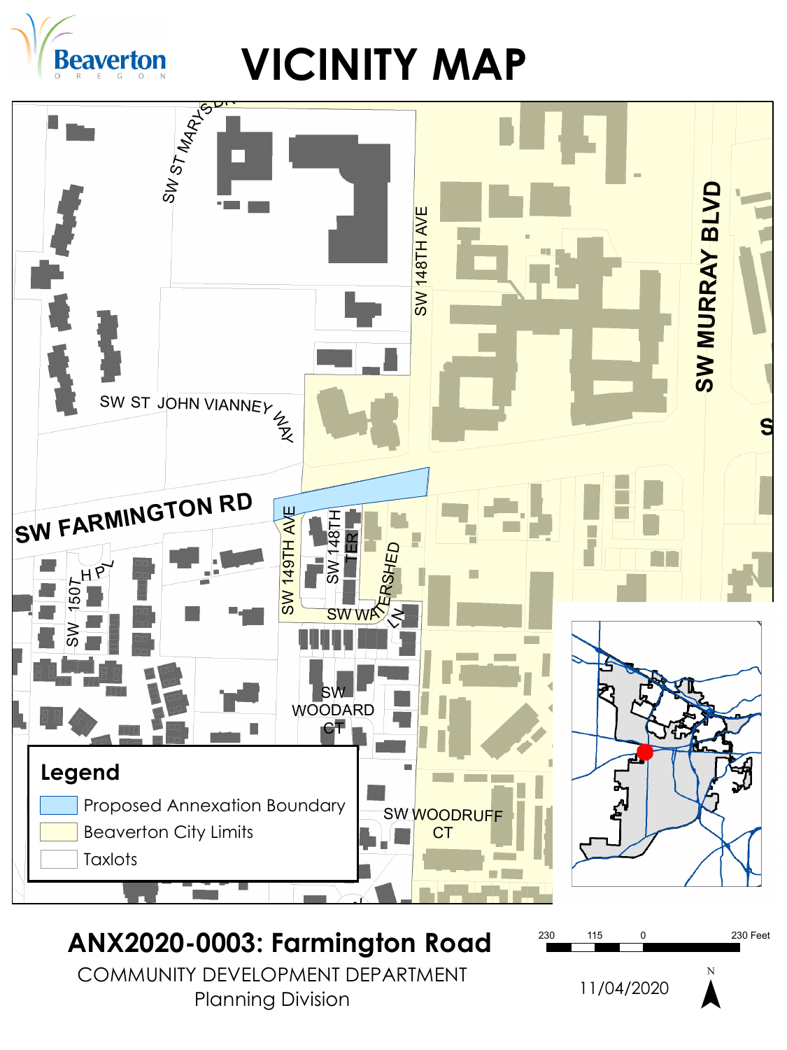Beaverton
OREGON

# VICINITY MAP

SW ST MARYS DR
SW 148TH AVE
SW MURRAY BLVD
SW ST JOHN VIANNEY WAY
SW FARMINGTON RD
SW 149TH AVE
SW 148TH TER
SW WATERSHED LN
SW 150TH PL
SW WOODARD CT
SW WOODRUFF CT

**Legend**

- Proposed Annexation Boundary
- Beaverton City Limits
- Taxlots

## ANX2020-0003: Farmington Road

COMMUNITY DEVELOPMENT DEPARTMENT
Planning Division

230 115 0 230 Feet

11/04/2020

N